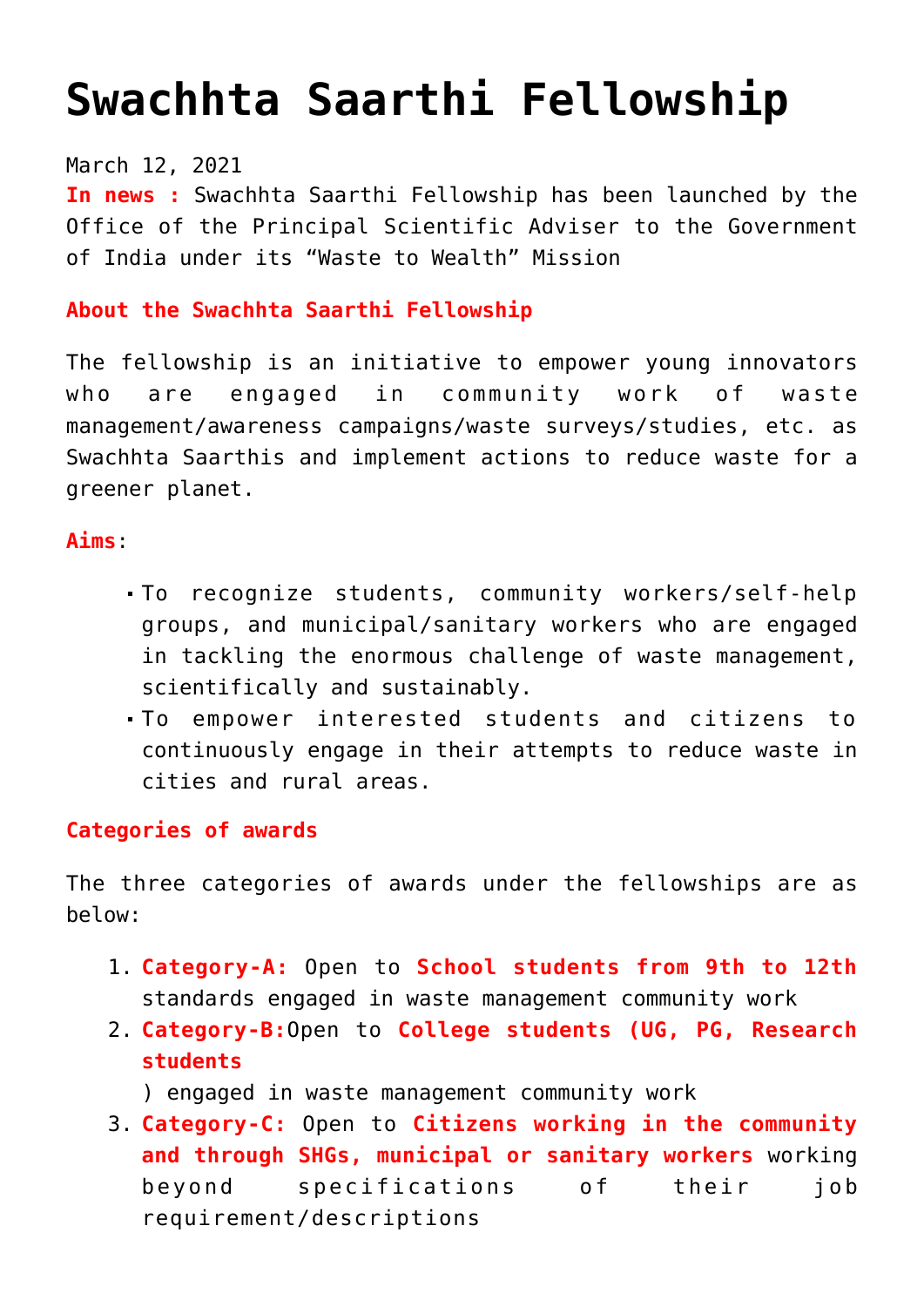# Swachhta Saarthi Fellowship

March 12, 2021

**In news :** Swachhta Saarthi Fellowship has been launched by the Office of the Principal Scientific Adviser to the Government of India under its "Waste to Wealth" Mission

**About the Swachhta Saarthi Fellowship**

The fellowship is an initiative to empower young innovators who are engaged in community work of waste management/awareness campaigns/waste surveys/studies, etc. as Swachhta Saarthis and implement actions to reduce waste for a greener planet.

**Aims**:

- To recognize students, community workers/self-help groups, and municipal/sanitary workers who are engaged in tackling the enormous challenge of waste management, scientifically and sustainably.
- To empower interested students and citizens to continuously engage in their attempts to reduce waste in cities and rural areas.

**Categories of awards**

The three categories of awards under the fellowships are as below:

1. **Category-A:** Open to **School students from 9th to 12th** standards engaged in waste management community work
2. **Category-B:** Open to **College students (UG, PG, Research students**) engaged in waste management community work
3. **Category-C:** Open to **Citizens working in the community and through SHGs, municipal or sanitary workers** working beyond specifications of their job requirement/descriptions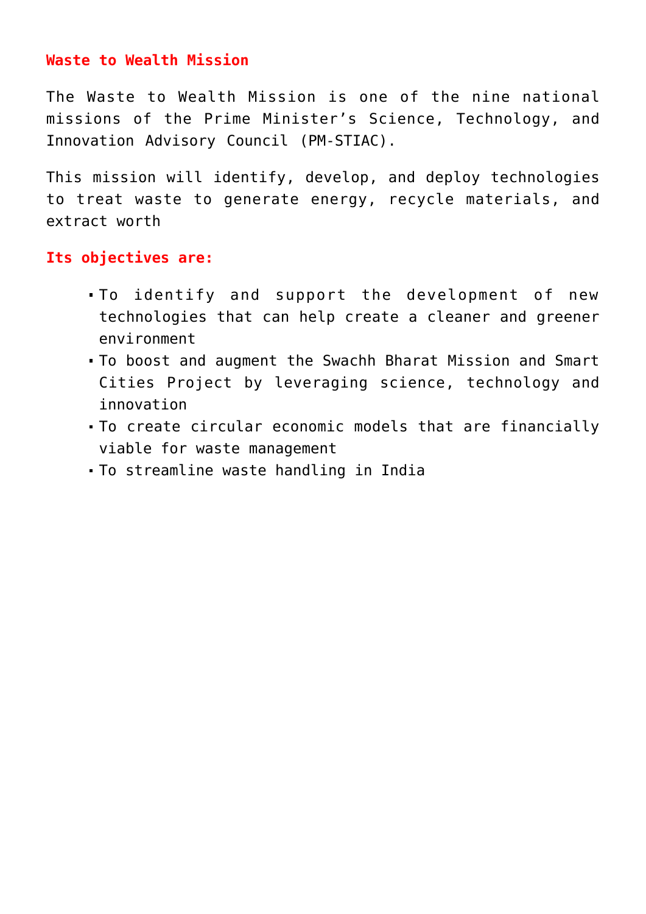**Waste to Wealth Mission**

The Waste to Wealth Mission is one of the nine national missions of the Prime Minister's Science, Technology, and Innovation Advisory Council (PM-STIAC).

This mission will identify, develop, and deploy technologies to treat waste to generate energy, recycle materials, and extract worth

**Its objectives are:**

- To identify and support the development of new technologies that can help create a cleaner and greener environment
- To boost and augment the Swachh Bharat Mission and Smart Cities Project by leveraging science, technology and innovation
- To create circular economic models that are financially viable for waste management
- To streamline waste handling in India